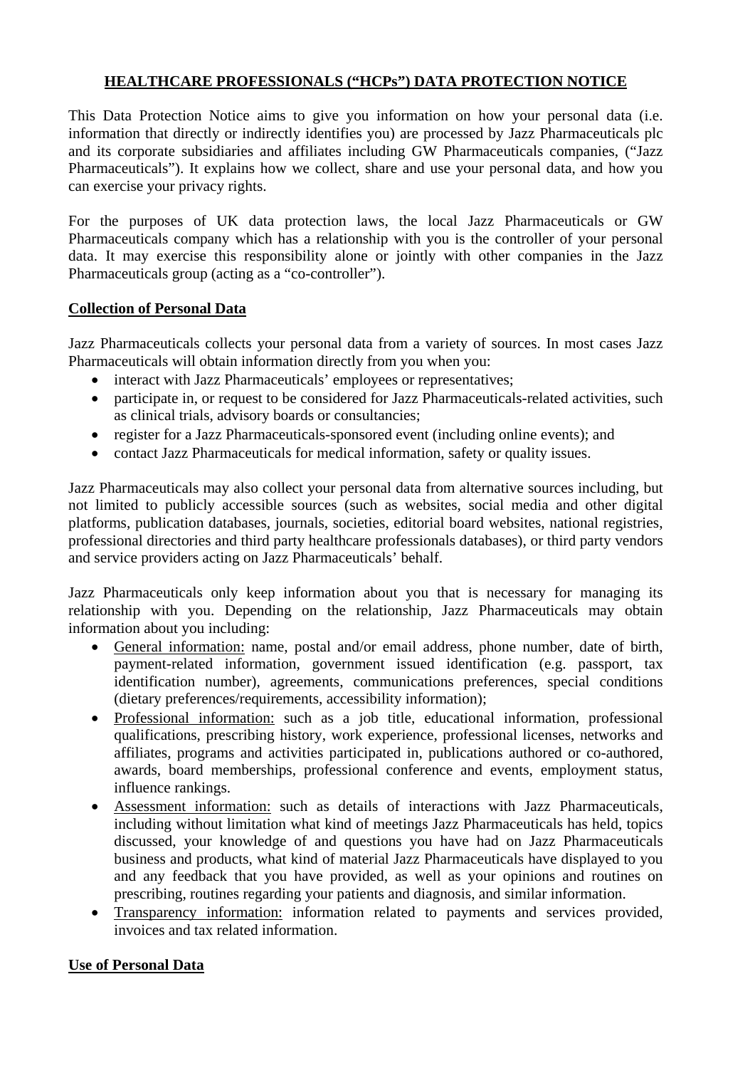# HEALTHCARE PROFESSIONALS ("HCPs") DATA PROTECTION NOTICE

This Data Protection Notice aims to give you information on how your personal data (i.e. information that directly or indirectly identifies you) are processed by Jazz Pharmaceuticals plc and its corporate subsidiaries and affiliates including GW Pharmaceuticals companies, ("Jazz Pharmaceuticals"). It explains how we collect, share and use your personal data, and how you can exercise your privacy rights.

For the purposes of UK data protection laws, the local Jazz Pharmaceuticals or GW Pharmaceuticals company which has a relationship with you is the controller of your personal data. It may exercise this responsibility alone or jointly with other companies in the Jazz Pharmaceuticals group (acting as a "co-controller").

## Collection of Personal Data

Jazz Pharmaceuticals collects your personal data from a variety of sources. In most cases Jazz Pharmaceuticals will obtain information directly from you when you:

- interact with Jazz Pharmaceuticals' employees or representatives;
- participate in, or request to be considered for Jazz Pharmaceuticals-related activities, such as clinical trials, advisory boards or consultancies;
- register for a Jazz Pharmaceuticals-sponsored event (including online events); and
- contact Jazz Pharmaceuticals for medical information, safety or quality issues.

Jazz Pharmaceuticals may also collect your personal data from alternative sources including, but not limited to publicly accessible sources (such as websites, social media and other digital platforms, publication databases, journals, societies, editorial board websites, national registries, professional directories and third party healthcare professionals databases), or third party vendors and service providers acting on Jazz Pharmaceuticals' behalf.

Jazz Pharmaceuticals only keep information about you that is necessary for managing its relationship with you. Depending on the relationship, Jazz Pharmaceuticals may obtain information about you including:

- General information: name, postal and/or email address, phone number, date of birth, payment-related information, government issued identification (e.g. passport, tax identification number), agreements, communications preferences, special conditions (dietary preferences/requirements, accessibility information);
- Professional information: such as a job title, educational information, professional qualifications, prescribing history, work experience, professional licenses, networks and affiliates, programs and activities participated in, publications authored or co-authored, awards, board memberships, professional conference and events, employment status, influence rankings.
- Assessment information: such as details of interactions with Jazz Pharmaceuticals, including without limitation what kind of meetings Jazz Pharmaceuticals has held, topics discussed, your knowledge of and questions you have had on Jazz Pharmaceuticals business and products, what kind of material Jazz Pharmaceuticals have displayed to you and any feedback that you have provided, as well as your opinions and routines on prescribing, routines regarding your patients and diagnosis, and similar information.
- Transparency information: information related to payments and services provided, invoices and tax related information.

## Use of Personal Data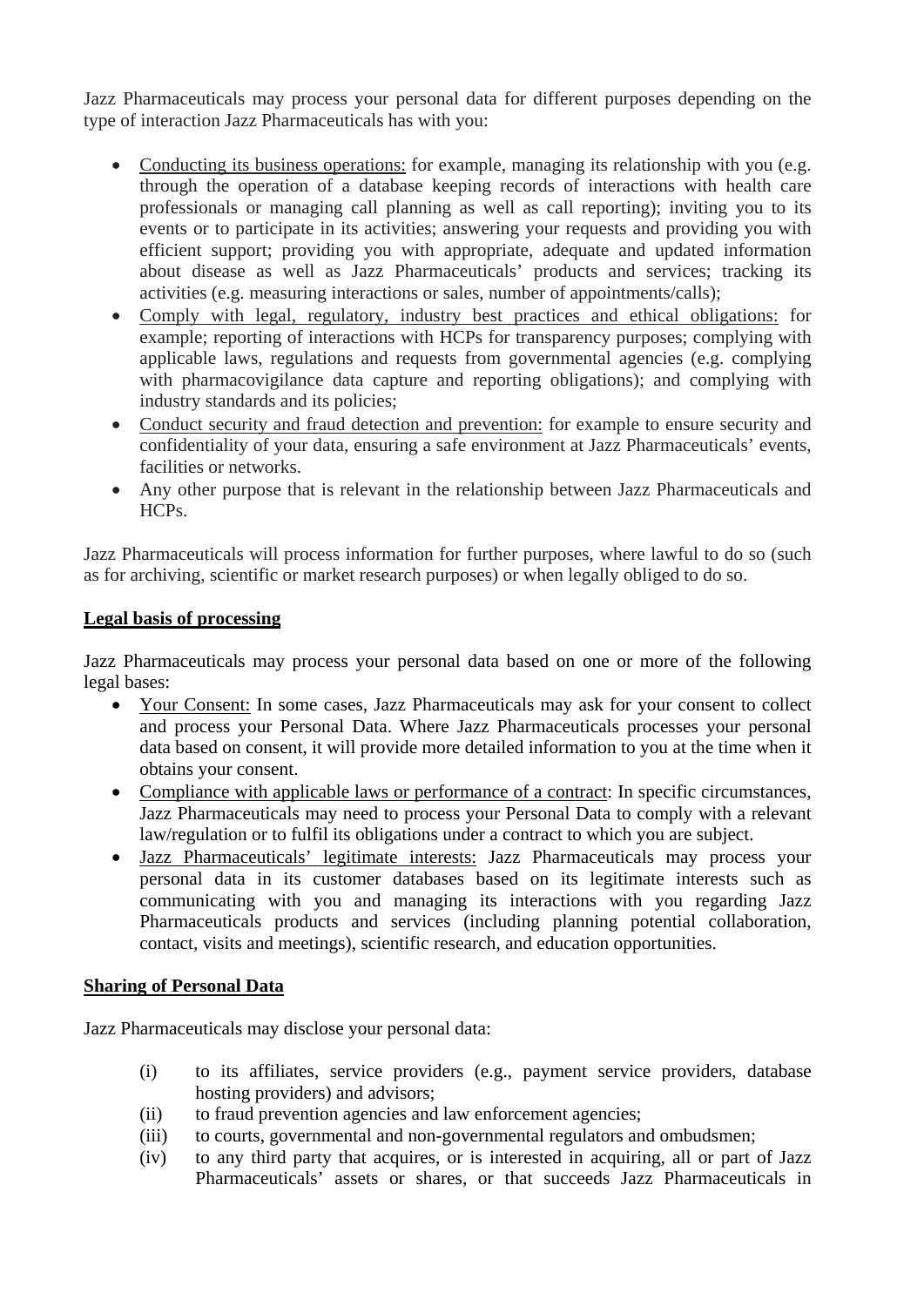Jazz Pharmaceuticals may process your personal data for different purposes depending on the type of interaction Jazz Pharmaceuticals has with you:

- <u>Conducting its business operations:</u> for example, managing its relationship with you (e.g. through the operation of a database keeping records of interactions with health care professionals or managing call planning as well as call reporting); inviting you to its events or to participate in its activities; answering your requests and providing you with efficient support; providing you with appropriate, adequate and updated information about disease as well as Jazz Pharmaceuticals' products and services; tracking its activities (e.g. measuring interactions or sales, number of appointments/calls);
- <u>Comply with legal, regulatory, industry best practices and ethical obligations:</u> for example; reporting of interactions with HCPs for transparency purposes; complying with applicable laws, regulations and requests from governmental agencies (e.g. complying with pharmacovigilance data capture and reporting obligations); and complying with industry standards and its policies;
- <u>Conduct security and fraud detection and prevention:</u> for example to ensure security and confidentiality of your data, ensuring a safe environment at Jazz Pharmaceuticals' events, facilities or networks.
- Any other purpose that is relevant in the relationship between Jazz Pharmaceuticals and HCPs.

Jazz Pharmaceuticals will process information for further purposes, where lawful to do so (such as for archiving, scientific or market research purposes) or when legally obliged to do so.

**<u>Legal basis of processing</u>**

Jazz Pharmaceuticals may process your personal data based on one or more of the following legal bases:

- <u>Your Consent:</u> In some cases, Jazz Pharmaceuticals may ask for your consent to collect and process your Personal Data. Where Jazz Pharmaceuticals processes your personal data based on consent, it will provide more detailed information to you at the time when it obtains your consent.
- <u>Compliance with applicable laws or performance of a contract</u>: In specific circumstances, Jazz Pharmaceuticals may need to process your Personal Data to comply with a relevant law/regulation or to fulfil its obligations under a contract to which you are subject.
- <u>Jazz Pharmaceuticals' legitimate interests:</u> Jazz Pharmaceuticals may process your personal data in its customer databases based on its legitimate interests such as communicating with you and managing its interactions with you regarding Jazz Pharmaceuticals products and services (including planning potential collaboration, contact, visits and meetings), scientific research, and education opportunities.

**<u>Sharing of Personal Data</u>**

Jazz Pharmaceuticals may disclose your personal data:

(i) to its affiliates, service providers (e.g., payment service providers, database hosting providers) and advisors;

(ii) to fraud prevention agencies and law enforcement agencies;

(iii) to courts, governmental and non-governmental regulators and ombudsmen;

(iv) to any third party that acquires, or is interested in acquiring, all or part of Jazz Pharmaceuticals' assets or shares, or that succeeds Jazz Pharmaceuticals in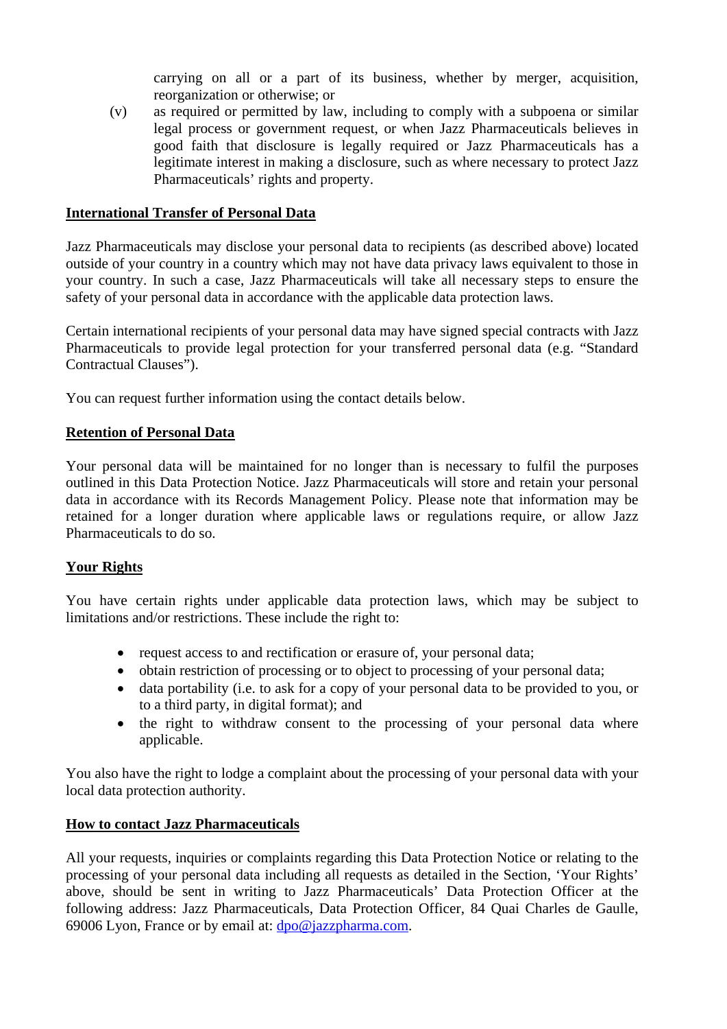carrying on all or a part of its business, whether by merger, acquisition, reorganization or otherwise; or

(v) as required or permitted by law, including to comply with a subpoena or similar legal process or government request, or when Jazz Pharmaceuticals believes in good faith that disclosure is legally required or Jazz Pharmaceuticals has a legitimate interest in making a disclosure, such as where necessary to protect Jazz Pharmaceuticals' rights and property.

**International Transfer of Personal Data**

Jazz Pharmaceuticals may disclose your personal data to recipients (as described above) located outside of your country in a country which may not have data privacy laws equivalent to those in your country. In such a case, Jazz Pharmaceuticals will take all necessary steps to ensure the safety of your personal data in accordance with the applicable data protection laws.

Certain international recipients of your personal data may have signed special contracts with Jazz Pharmaceuticals to provide legal protection for your transferred personal data (e.g. "Standard Contractual Clauses").

You can request further information using the contact details below.

**Retention of Personal Data**

Your personal data will be maintained for no longer than is necessary to fulfil the purposes outlined in this Data Protection Notice. Jazz Pharmaceuticals will store and retain your personal data in accordance with its Records Management Policy. Please note that information may be retained for a longer duration where applicable laws or regulations require, or allow Jazz Pharmaceuticals to do so.

**Your Rights**

You have certain rights under applicable data protection laws, which may be subject to limitations and/or restrictions. These include the right to:

- request access to and rectification or erasure of, your personal data;
- obtain restriction of processing or to object to processing of your personal data;
- data portability (i.e. to ask for a copy of your personal data to be provided to you, or to a third party, in digital format); and
- the right to withdraw consent to the processing of your personal data where applicable.

You also have the right to lodge a complaint about the processing of your personal data with your local data protection authority.

**How to contact Jazz Pharmaceuticals**

All your requests, inquiries or complaints regarding this Data Protection Notice or relating to the processing of your personal data including all requests as detailed in the Section, 'Your Rights' above, should be sent in writing to Jazz Pharmaceuticals' Data Protection Officer at the following address: Jazz Pharmaceuticals, Data Protection Officer, 84 Quai Charles de Gaulle, 69006 Lyon, France or by email at: dpo@jazzpharma.com.